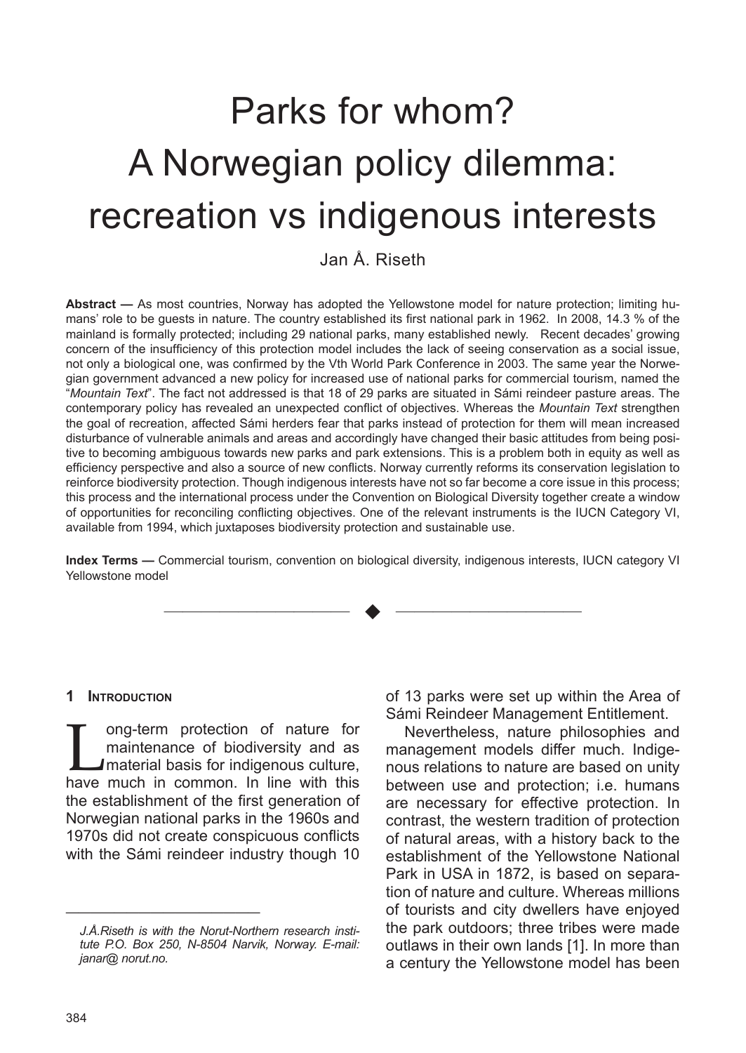# Parks for whom? A Norwegian policy dilemma: recreation vs indigenous interests

Jan Å. Riseth

**Abstract —** As most countries, Norway has adopted the Yellowstone model for nature protection; limiting humans' role to be guests in nature. The country established its first national park in 1962. In 2008, 14.3 % of the mainland is formally protected; including 29 national parks, many established newly. Recent decades' growing concern of the insufficiency of this protection model includes the lack of seeing conservation as a social issue, not only a biological one, was confirmed by the Vth World Park Conference in 2003. The same year the Norwegian government advanced a new policy for increased use of national parks for commercial tourism, named the "*Mountain Text*". The fact not addressed is that 18 of 29 parks are situated in Sámi reindeer pasture areas. The contemporary policy has revealed an unexpected conflict of objectives. Whereas the *Mountain Text* strengthen the goal of recreation, affected Sámi herders fear that parks instead of protection for them will mean increased disturbance of vulnerable animals and areas and accordingly have changed their basic attitudes from being positive to becoming ambiguous towards new parks and park extensions. This is a problem both in equity as well as efficiency perspective and also a source of new conflicts. Norway currently reforms its conservation legislation to reinforce biodiversity protection. Though indigenous interests have not so far become a core issue in this process; this process and the international process under the Convention on Biological Diversity together create a window of opportunities for reconciling conflicting objectives. One of the relevant instruments is the IUCN Category VI, available from 1994, which juxtaposes biodiversity protection and sustainable use.

**Index Terms —** Commercial tourism, convention on biological diversity, indigenous interests, IUCN category VI Yellowstone model

## 1 Introduction

Long-term protection of nature for maintenance of biodiversity and as material basis for indigenous culture, have much in common. In line with this the establishment of the first generation of Norwegian national parks in the 1960s and 1970s did not create conspicuous conflicts with the Sámi reindeer industry though 10 of 13 parks were set up within the Area of Sámi Reindeer Management Entitlement.

Nevertheless, nature philosophies and management models differ much. Indigenous relations to nature are based on unity between use and protection; i.e. humans are necessary for effective protection. In contrast, the western tradition of protection of natural areas, with a history back to the establishment of the Yellowstone National Park in USA in 1872, is based on separation of nature and culture. Whereas millions of tourists and city dwellers have enjoyed the park outdoors; three tribes were made outlaws in their own lands [1]. In more than a century the Yellowstone model has been

*J.Å.Riseth is with the Norut-Northern research institute P.O. Box 250, N-8504 Narvik, Norway. E-mail: janar@ norut.no.*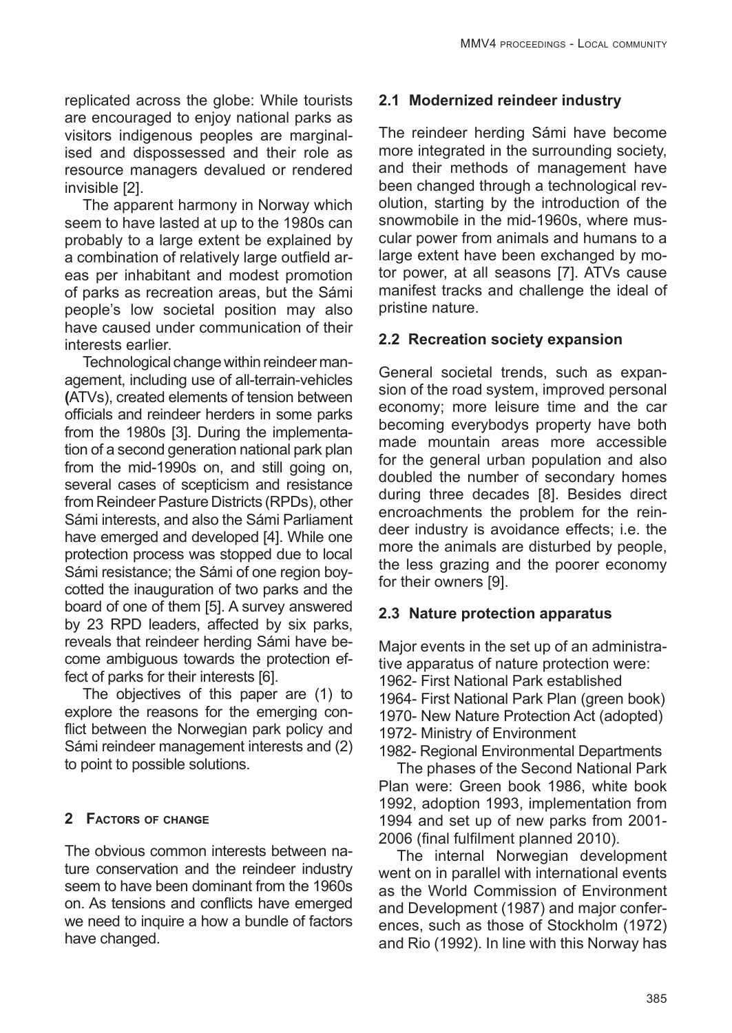replicated across the globe: While tourists are encouraged to enjoy national parks as visitors indigenous peoples are marginalised and dispossessed and their role as resource managers devalued or rendered invisible [2].

The apparent harmony in Norway which seem to have lasted at up to the 1980s can probably to a large extent be explained by a combination of relatively large outfield areas per inhabitant and modest promotion of parks as recreation areas, but the Sámi people's low societal position may also have caused under communication of their interests earlier.

Technological change within reindeer management, including use of all-terrain-vehicles **(**ATVs), created elements of tension between officials and reindeer herders in some parks from the 1980s [3]. During the implementation of a second generation national park plan from the mid-1990s on, and still going on, several cases of scepticism and resistance from Reindeer Pasture Districts (RPDs), other Sámi interests, and also the Sámi Parliament have emerged and developed [4]. While one protection process was stopped due to local Sámi resistance; the Sámi of one region boycotted the inauguration of two parks and the board of one of them [5]. A survey answered by 23 RPD leaders, affected by six parks, reveals that reindeer herding Sámi have become ambiguous towards the protection effect of parks for their interests [6].

The objectives of this paper are (1) to explore the reasons for the emerging conflict between the Norwegian park policy and Sámi reindeer management interests and (2) to point to possible solutions.

## 2 Factors of change

The obvious common interests between nature conservation and the reindeer industry seem to have been dominant from the 1960s on. As tensions and conflicts have emerged we need to inquire a how a bundle of factors have changed.

### 2.1 Modernized reindeer industry

The reindeer herding Sámi have become more integrated in the surrounding society, and their methods of management have been changed through a technological revolution, starting by the introduction of the snowmobile in the mid-1960s, where muscular power from animals and humans to a large extent have been exchanged by motor power, at all seasons [7]. ATVs cause manifest tracks and challenge the ideal of pristine nature.

### 2.2 Recreation society expansion

General societal trends, such as expansion of the road system, improved personal economy; more leisure time and the car becoming everybodys property have both made mountain areas more accessible for the general urban population and also doubled the number of secondary homes during three decades [8]. Besides direct encroachments the problem for the reindeer industry is avoidance effects; i.e. the more the animals are disturbed by people, the less grazing and the poorer economy for their owners [9].

### 2.3 Nature protection apparatus

Major events in the set up of an administrative apparatus of nature protection were:

1962- First National Park established
1964- First National Park Plan (green book)
1970- New Nature Protection Act (adopted)
1972- Ministry of Environment
1982- Regional Environmental Departments

The phases of the Second National Park Plan were: Green book 1986, white book 1992, adoption 1993, implementation from 1994 and set up of new parks from 2001-2006 (final fulfilment planned 2010).

The internal Norwegian development went on in parallel with international events as the World Commission of Environment and Development (1987) and major conferences, such as those of Stockholm (1972) and Rio (1992). In line with this Norway has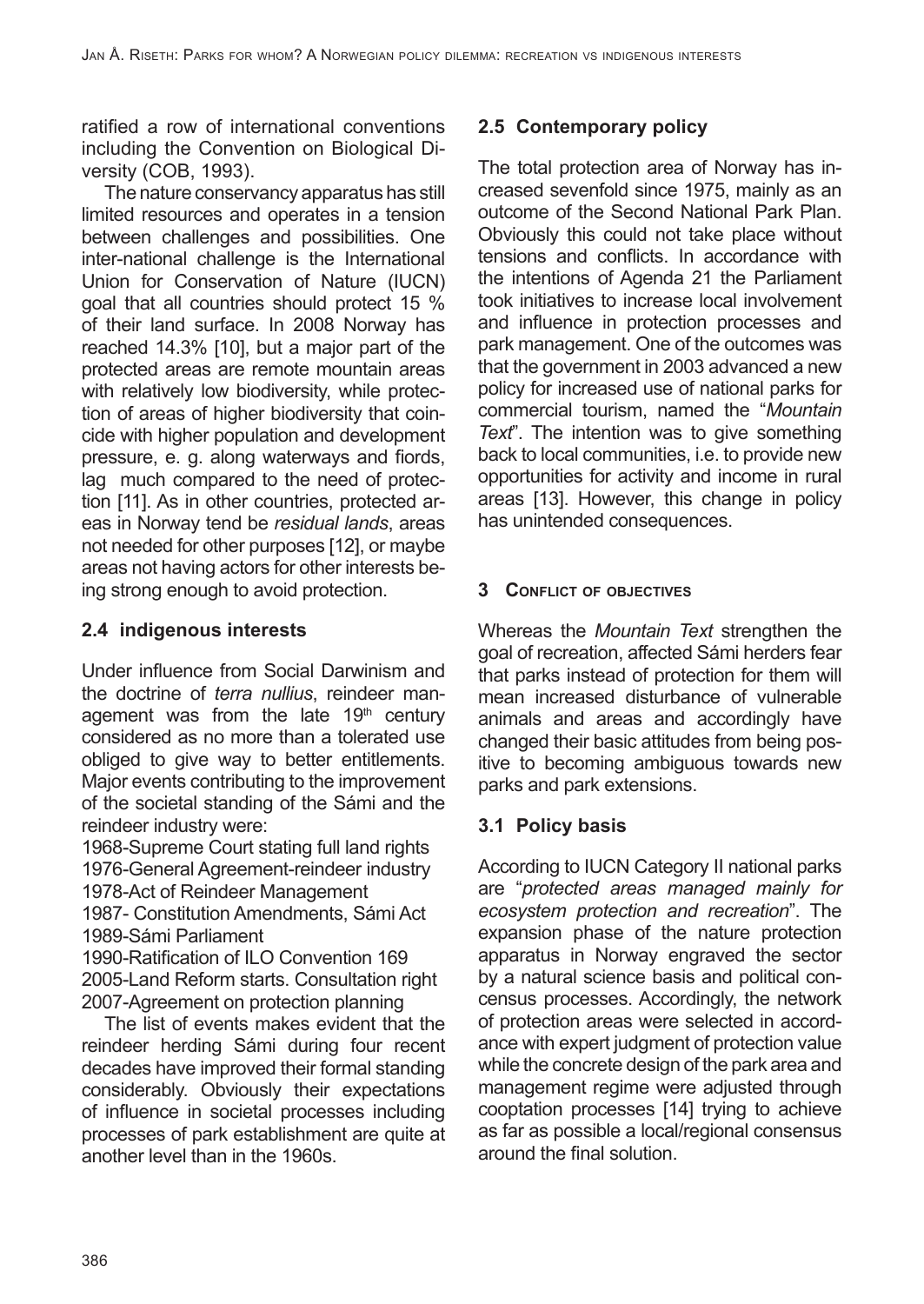ratified a row of international conventions including the Convention on Biological Diversity (COB, 1993).

The nature conservancy apparatus has still limited resources and operates in a tension between challenges and possibilities. One inter-national challenge is the International Union for Conservation of Nature (IUCN) goal that all countries should protect 15 % of their land surface. In 2008 Norway has reached 14.3% [10], but a major part of the protected areas are remote mountain areas with relatively low biodiversity, while protection of areas of higher biodiversity that coincide with higher population and development pressure, e. g. along waterways and fiords, lag much compared to the need of protection [11]. As in other countries, protected areas in Norway tend be *residual lands*, areas not needed for other purposes [12], or maybe areas not having actors for other interests being strong enough to avoid protection.

## 2.4 indigenous interests

Under influence from Social Darwinism and the doctrine of *terra nullius*, reindeer management was from the late 19th century considered as no more than a tolerated use obliged to give way to better entitlements. Major events contributing to the improvement of the societal standing of the Sámi and the reindeer industry were:

1968-Supreme Court stating full land rights
1976-General Agreement-reindeer industry
1978-Act of Reindeer Management
1987- Constitution Amendments, Sámi Act
1989-Sámi Parliament
1990-Ratification of ILO Convention 169
2005-Land Reform starts. Consultation right
2007-Agreement on protection planning

The list of events makes evident that the reindeer herding Sámi during four recent decades have improved their formal standing considerably. Obviously their expectations of influence in societal processes including processes of park establishment are quite at another level than in the 1960s.

## 2.5 Contemporary policy

The total protection area of Norway has increased sevenfold since 1975, mainly as an outcome of the Second National Park Plan. Obviously this could not take place without tensions and conflicts. In accordance with the intentions of Agenda 21 the Parliament took initiatives to increase local involvement and influence in protection processes and park management. One of the outcomes was that the government in 2003 advanced a new policy for increased use of national parks for commercial tourism, named the "*Mountain Text*". The intention was to give something back to local communities, i.e. to provide new opportunities for activity and income in rural areas [13]. However, this change in policy has unintended consequences.

# 3 Conflict of objectives

Whereas the *Mountain Text* strengthen the goal of recreation, affected Sámi herders fear that parks instead of protection for them will mean increased disturbance of vulnerable animals and areas and accordingly have changed their basic attitudes from being positive to becoming ambiguous towards new parks and park extensions.

## 3.1 Policy basis

According to IUCN Category II national parks are "*protected areas managed mainly for ecosystem protection and recreation*". The expansion phase of the nature protection apparatus in Norway engraved the sector by a natural science basis and political concensus processes. Accordingly, the network of protection areas were selected in accordance with expert judgment of protection value while the concrete design of the park area and management regime were adjusted through cooptation processes [14] trying to achieve as far as possible a local/regional consensus around the final solution.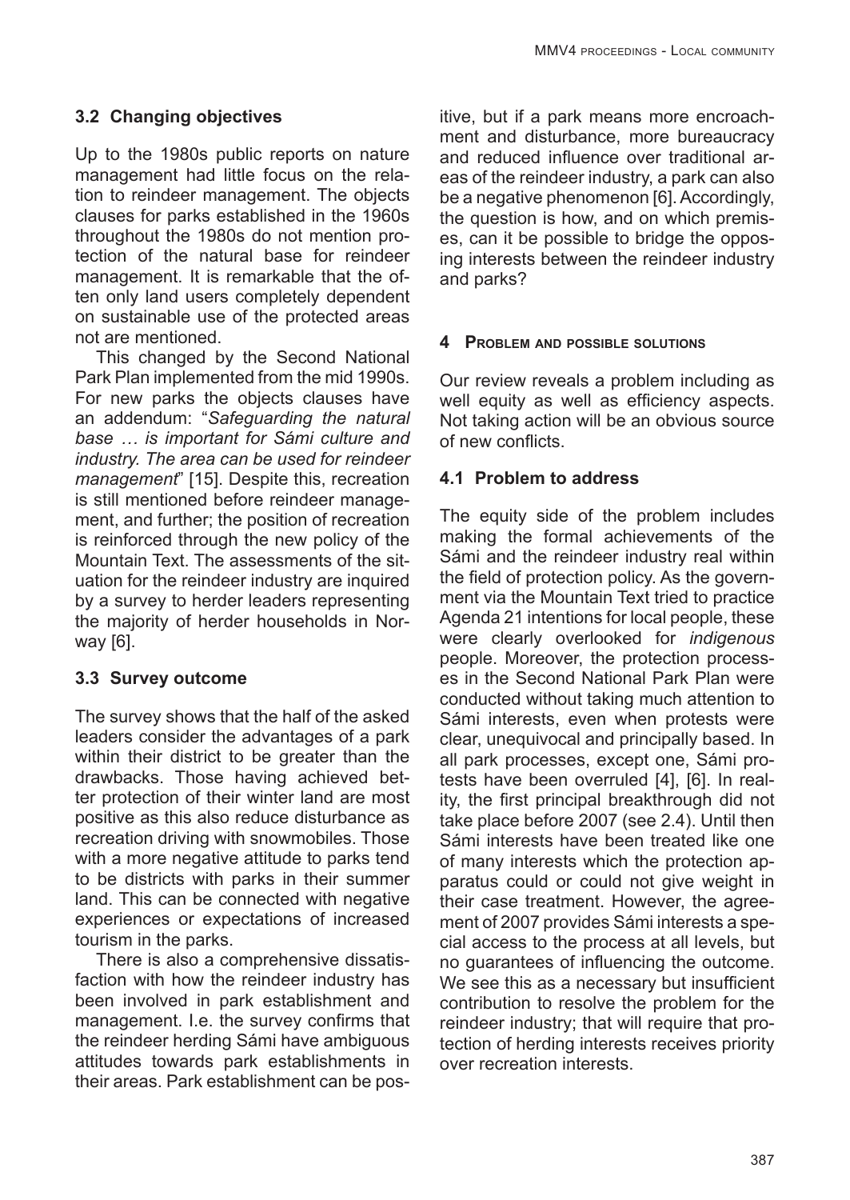### 3.2 Changing objectives

Up to the 1980s public reports on nature management had little focus on the relation to reindeer management. The objects clauses for parks established in the 1960s throughout the 1980s do not mention protection of the natural base for reindeer management. It is remarkable that the often only land users completely dependent on sustainable use of the protected areas not are mentioned.

This changed by the Second National Park Plan implemented from the mid 1990s. For new parks the objects clauses have an addendum: "*Safeguarding the natural base … is important for Sámi culture and industry. The area can be used for reindeer management*" [15]. Despite this, recreation is still mentioned before reindeer management, and further; the position of recreation is reinforced through the new policy of the Mountain Text. The assessments of the situation for the reindeer industry are inquired by a survey to herder leaders representing the majority of herder households in Norway [6].

### 3.3 Survey outcome

The survey shows that the half of the asked leaders consider the advantages of a park within their district to be greater than the drawbacks. Those having achieved better protection of their winter land are most positive as this also reduce disturbance as recreation driving with snowmobiles. Those with a more negative attitude to parks tend to be districts with parks in their summer land. This can be connected with negative experiences or expectations of increased tourism in the parks.

There is also a comprehensive dissatisfaction with how the reindeer industry has been involved in park establishment and management. I.e. the survey confirms that the reindeer herding Sámi have ambiguous attitudes towards park establishments in their areas. Park establishment can be positive, but if a park means more encroachment and disturbance, more bureaucracy and reduced influence over traditional areas of the reindeer industry, a park can also be a negative phenomenon [6]. Accordingly, the question is how, and on which premises, can it be possible to bridge the opposing interests between the reindeer industry and parks?

## 4 Problem and possible solutions

Our review reveals a problem including as well equity as well as efficiency aspects. Not taking action will be an obvious source of new conflicts.

### 4.1 Problem to address

The equity side of the problem includes making the formal achievements of the Sámi and the reindeer industry real within the field of protection policy. As the government via the Mountain Text tried to practice Agenda 21 intentions for local people, these were clearly overlooked for *indigenous* people. Moreover, the protection processes in the Second National Park Plan were conducted without taking much attention to Sámi interests, even when protests were clear, unequivocal and principally based. In all park processes, except one, Sámi protests have been overruled [4], [6]. In reality, the first principal breakthrough did not take place before 2007 (see 2.4). Until then Sámi interests have been treated like one of many interests which the protection apparatus could or could not give weight in their case treatment. However, the agreement of 2007 provides Sámi interests a special access to the process at all levels, but no guarantees of influencing the outcome. We see this as a necessary but insufficient contribution to resolve the problem for the reindeer industry; that will require that protection of herding interests receives priority over recreation interests.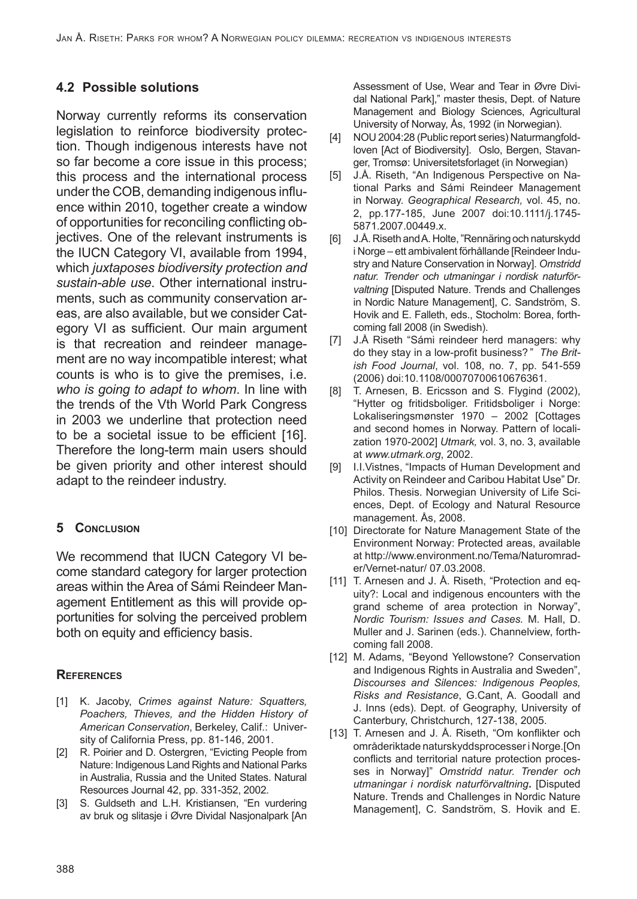## 4.2 Possible solutions

Norway currently reforms its conservation legislation to reinforce biodiversity protection. Though indigenous interests have not so far become a core issue in this process; this process and the international process under the COB, demanding indigenous influence within 2010, together create a window of opportunities for reconciling conflicting objectives. One of the relevant instruments is the IUCN Category VI, available from 1994, which *juxtaposes biodiversity protection and sustain-able use*. Other international instruments, such as community conservation areas, are also available, but we consider Category VI as sufficient. Our main argument is that recreation and reindeer management are no way incompatible interest; what counts is who is to give the premises, i.e. *who is going to adapt to whom*. In line with the trends of the Vth World Park Congress in 2003 we underline that protection need to be a societal issue to be efficient [16]. Therefore the long-term main users should be given priority and other interest should adapt to the reindeer industry.

## 5 Conclusion

We recommend that IUCN Category VI become standard category for larger protection areas within the Area of Sámi Reindeer Management Entitlement as this will provide opportunities for solving the perceived problem both on equity and efficiency basis.

### References

[1] K. Jacoby, *Crimes against Nature: Squatters, Poachers, Thieves, and the Hidden History of American Conservation*, Berkeley, Calif.: University of California Press, pp. 81-146, 2001.

[2] R. Poirier and D. Ostergren, "Evicting People from Nature: Indigenous Land Rights and National Parks in Australia, Russia and the United States. Natural Resources Journal 42, pp. 331-352, 2002.

[3] S. Guldseth and L.H. Kristiansen, "En vurdering av bruk og slitasje i Øvre Dividal Nasjonalpark [An Assessment of Use, Wear and Tear in Øvre Dividal National Park]," master thesis, Dept. of Nature Management and Biology Sciences, Agricultural University of Norway, Ås, 1992 (in Norwegian).

[4] NOU 2004:28 (Public report series) Naturmangfoldloven [Act of Biodiversity]. Oslo, Bergen, Stavanger, Tromsø: Universitetsforlaget (in Norwegian)

[5] J.Å. Riseth, "An Indigenous Perspective on National Parks and Sámi Reindeer Management in Norway. *Geographical Research,* vol. 45, no. 2, pp.177-185, June 2007 doi:10.1111/j.1745-5871.2007.00449.x.

[6] J.Å. Riseth and A. Holte, "Rennäring och naturskydd i Norge – ett ambivalent förhållande [Reindeer Industry and Nature Conservation in Norway]. *Omstridd natur. Trender och utmaningar i nordisk naturförvaltning* [Disputed Nature. Trends and Challenges in Nordic Nature Management], C. Sandström, S. Hovik and E. Falleth, eds., Stocholm: Borea, forthcoming fall 2008 (in Swedish).

[7] J.Å Riseth "Sámi reindeer herd managers: why do they stay in a low-profit business? " *The British Food Journal*, vol. 108, no. 7, pp. 541-559 (2006) doi:10.1108/00070700610676361.

[8] T. Arnesen, B. Ericsson and S. Flygind (2002), "Hytter og fritidsboliger. Fritidsboliger i Norge: Lokaliseringsmønster 1970 – 2002 [Cottages and second homes in Norway. Pattern of localization 1970-2002] *Utmark,* vol. 3, no. 3, available at *www.utmark.org*, 2002.

[9] I.I.Vistnes, "Impacts of Human Development and Activity on Reindeer and Caribou Habitat Use" Dr. Philos. Thesis. Norwegian University of Life Sciences, Dept. of Ecology and Natural Resource management. Ås, 2008.

[10] Directorate for Nature Management State of the Environment Norway: Protected areas, available at http://www.environment.no/Tema/Naturomrader/Vernet-natur/ 07.03.2008.

[11] T. Arnesen and J. Å. Riseth, "Protection and equity?: Local and indigenous encounters with the grand scheme of area protection in Norway", *Nordic Tourism: Issues and Cases.* M. Hall, D. Muller and J. Sarinen (eds.). Channelview, forthcoming fall 2008.

[12] M. Adams, "Beyond Yellowstone? Conservation and Indigenous Rights in Australia and Sweden", *Discourses and Silences: Indigenous Peoples, Risks and Resistance*, G.Cant, A. Goodall and J. Inns (eds). Dept. of Geography, University of Canterbury, Christchurch, 127-138, 2005.

[13] T. Arnesen and J. Å. Riseth, "Om konflikter och områderiktade naturskyddsprocesser i Norge.[On conflicts and territorial nature protection processes in Norway]" *Omstridd natur. Trender och utmaningar i nordisk naturförvaltning***.** [Disputed Nature. Trends and Challenges in Nordic Nature Management], C. Sandström, S. Hovik and E.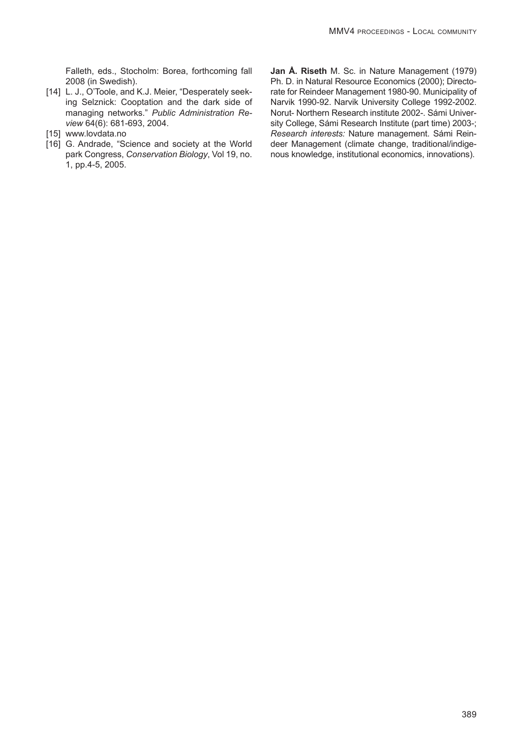Falleth, eds., Stocholm: Borea, forthcoming fall 2008 (in Swedish).

[14] L. J., O'Toole, and K.J. Meier, "Desperately seeking Selznick: Cooptation and the dark side of managing networks." *Public Administration Review* 64(6): 681-693, 2004.

[15] www.lovdata.no

[16] G. Andrade, "Science and society at the World park Congress, *Conservation Biology*, Vol 19, no. 1, pp.4-5, 2005.

**Jan Å. Riseth** M. Sc. in Nature Management (1979) Ph. D. in Natural Resource Economics (2000); Directorate for Reindeer Management 1980-90. Municipality of Narvik 1990-92. Narvik University College 1992-2002. Norut- Northern Research institute 2002-. Sámi University College, Sámi Research Institute (part time) 2003-; *Research interests:* Nature management. Sámi Reindeer Management (climate change, traditional/indigenous knowledge, institutional economics, innovations).